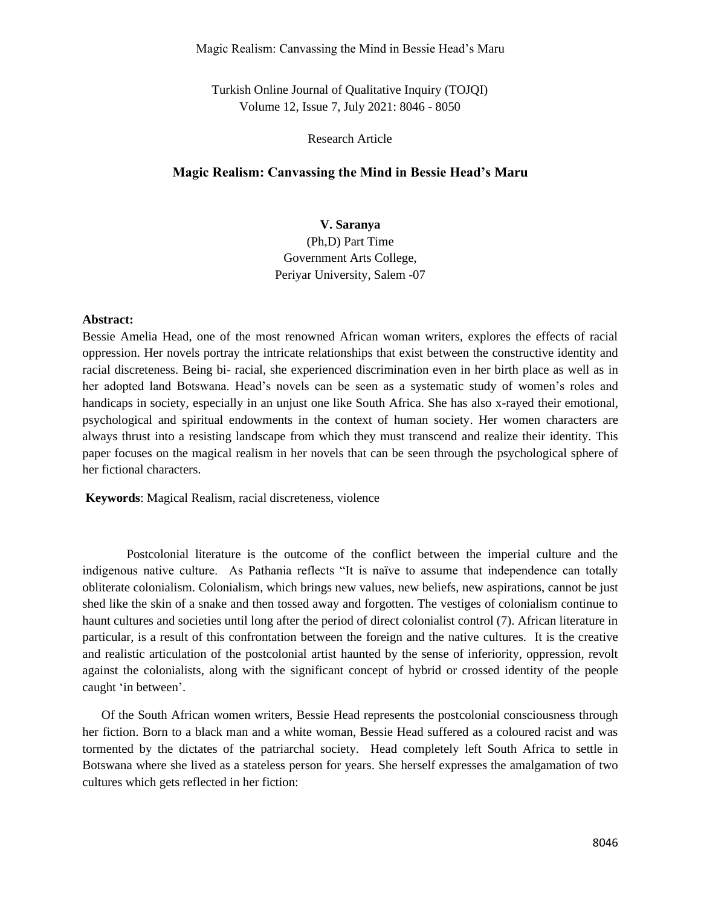Research Article

# Magic Realism: Canvassing the Mind in Bessie Head's Maru

**V. Saranya**
(Ph,D) Part Time
Government Arts College,
Periyar University, Salem -07

**Abstract:**
Bessie Amelia Head, one of the most renowned African woman writers, explores the effects of racial oppression. Her novels portray the intricate relationships that exist between the constructive identity and racial discreteness. Being bi- racial, she experienced discrimination even in her birth place as well as in her adopted land Botswana. Head's novels can be seen as a systematic study of women's roles and handicaps in society, especially in an unjust one like South Africa. She has also x-rayed their emotional, psychological and spiritual endowments in the context of human society. Her women characters are always thrust into a resisting landscape from which they must transcend and realize their identity. This paper focuses on the magical realism in her novels that can be seen through the psychological sphere of her fictional characters.

**Keywords**: Magical Realism, racial discreteness, violence

Postcolonial literature is the outcome of the conflict between the imperial culture and the indigenous native culture. As Pathania reflects "It is naïve to assume that independence can totally obliterate colonialism. Colonialism, which brings new values, new beliefs, new aspirations, cannot be just shed like the skin of a snake and then tossed away and forgotten. The vestiges of colonialism continue to haunt cultures and societies until long after the period of direct colonialist control (7). African literature in particular, is a result of this confrontation between the foreign and the native cultures. It is the creative and realistic articulation of the postcolonial artist haunted by the sense of inferiority, oppression, revolt against the colonialists, along with the significant concept of hybrid or crossed identity of the people caught 'in between'.

Of the South African women writers, Bessie Head represents the postcolonial consciousness through her fiction. Born to a black man and a white woman, Bessie Head suffered as a coloured racist and was tormented by the dictates of the patriarchal society. Head completely left South Africa to settle in Botswana where she lived as a stateless person for years. She herself expresses the amalgamation of two cultures which gets reflected in her fiction: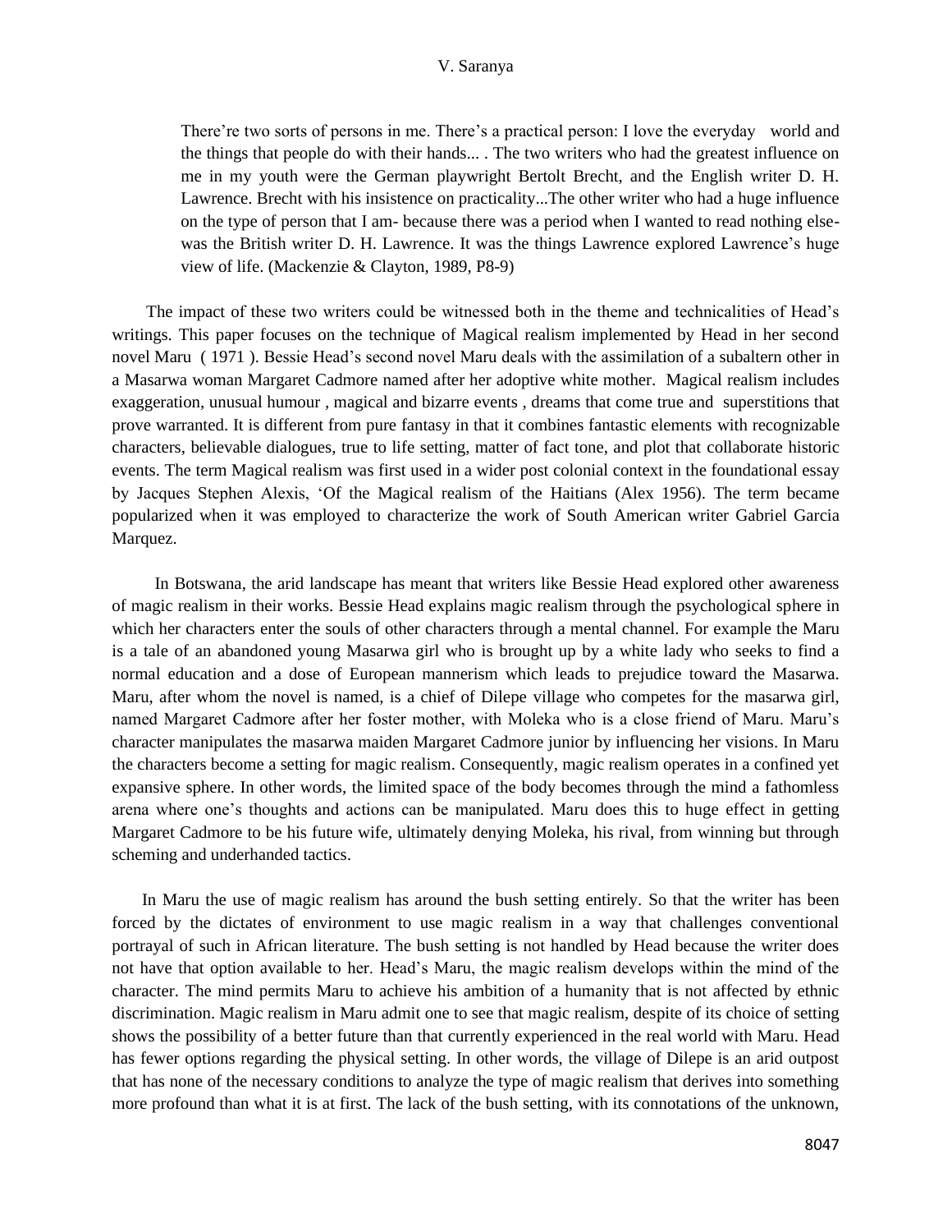> There're two sorts of persons in me. There's a practical person: I love the everyday world and the things that people do with their hands... . The two writers who had the greatest influence on me in my youth were the German playwright Bertolt Brecht, and the English writer D. H. Lawrence. Brecht with his insistence on practicality...The other writer who had a huge influence on the type of person that I am- because there was a period when I wanted to read nothing else- was the British writer D. H. Lawrence. It was the things Lawrence explored Lawrence's huge view of life. (Mackenzie & Clayton, 1989, P8-9)

The impact of these two writers could be witnessed both in the theme and technicalities of Head's writings. This paper focuses on the technique of Magical realism implemented by Head in her second novel Maru ( 1971 ). Bessie Head's second novel Maru deals with the assimilation of a subaltern other in a Masarwa woman Margaret Cadmore named after her adoptive white mother. Magical realism includes exaggeration, unusual humour , magical and bizarre events , dreams that come true and superstitions that prove warranted. It is different from pure fantasy in that it combines fantastic elements with recognizable characters, believable dialogues, true to life setting, matter of fact tone, and plot that collaborate historic events. The term Magical realism was first used in a wider post colonial context in the foundational essay by Jacques Stephen Alexis, 'Of the Magical realism of the Haitians (Alex 1956). The term became popularized when it was employed to characterize the work of South American writer Gabriel Garcia Marquez.

In Botswana, the arid landscape has meant that writers like Bessie Head explored other awareness of magic realism in their works. Bessie Head explains magic realism through the psychological sphere in which her characters enter the souls of other characters through a mental channel. For example the Maru is a tale of an abandoned young Masarwa girl who is brought up by a white lady who seeks to find a normal education and a dose of European mannerism which leads to prejudice toward the Masarwa. Maru, after whom the novel is named, is a chief of Dilepe village who competes for the masarwa girl, named Margaret Cadmore after her foster mother, with Moleka who is a close friend of Maru. Maru's character manipulates the masarwa maiden Margaret Cadmore junior by influencing her visions. In Maru the characters become a setting for magic realism. Consequently, magic realism operates in a confined yet expansive sphere. In other words, the limited space of the body becomes through the mind a fathomless arena where one's thoughts and actions can be manipulated. Maru does this to huge effect in getting Margaret Cadmore to be his future wife, ultimately denying Moleka, his rival, from winning but through scheming and underhanded tactics.

In Maru the use of magic realism has around the bush setting entirely. So that the writer has been forced by the dictates of environment to use magic realism in a way that challenges conventional portrayal of such in African literature. The bush setting is not handled by Head because the writer does not have that option available to her. Head's Maru, the magic realism develops within the mind of the character. The mind permits Maru to achieve his ambition of a humanity that is not affected by ethnic discrimination. Magic realism in Maru admit one to see that magic realism, despite of its choice of setting shows the possibility of a better future than that currently experienced in the real world with Maru. Head has fewer options regarding the physical setting. In other words, the village of Dilepe is an arid outpost that has none of the necessary conditions to analyze the type of magic realism that derives into something more profound than what it is at first. The lack of the bush setting, with its connotations of the unknown,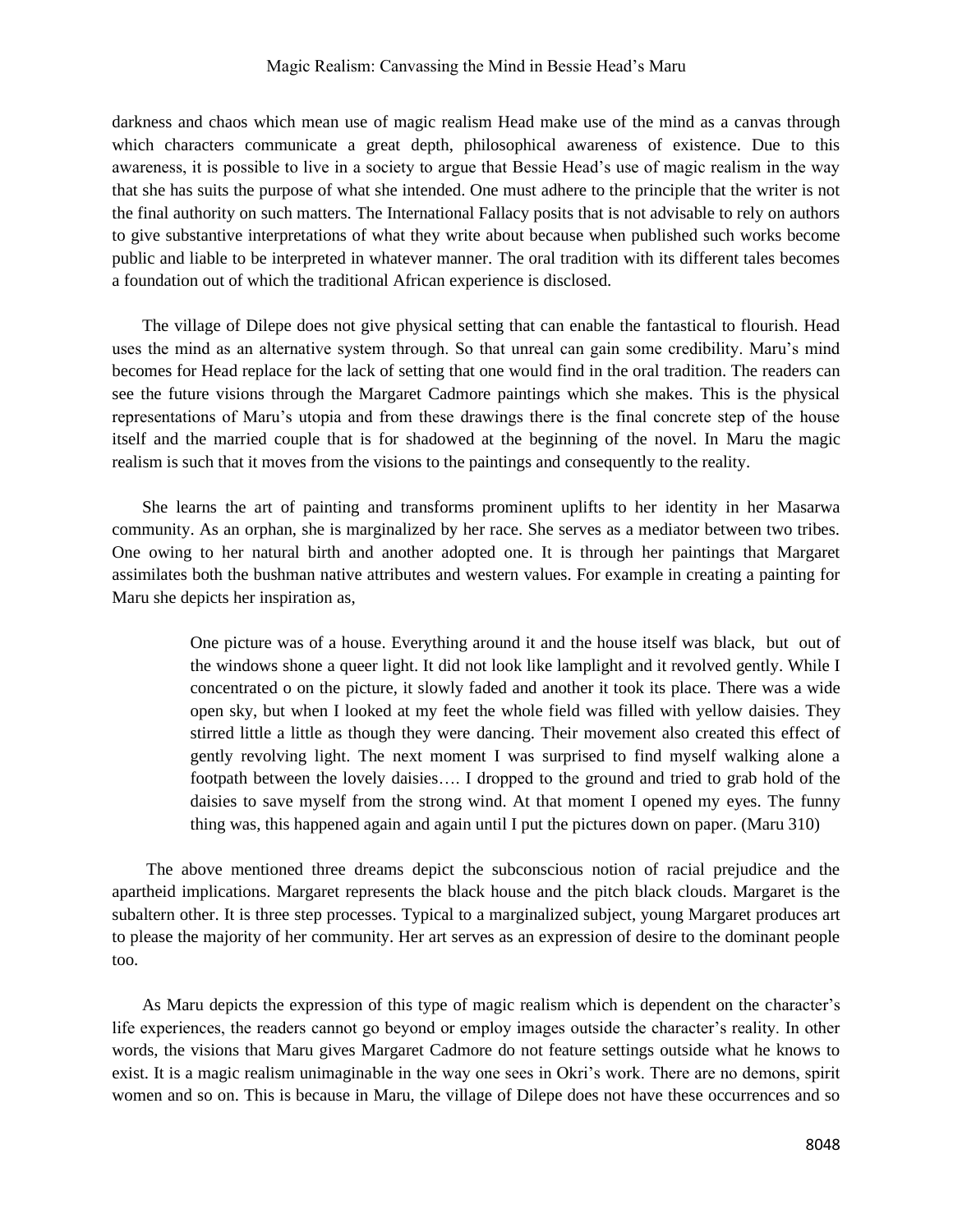darkness and chaos which mean use of magic realism Head make use of the mind as a canvas through which characters communicate a great depth, philosophical awareness of existence. Due to this awareness, it is possible to live in a society to argue that Bessie Head's use of magic realism in the way that she has suits the purpose of what she intended. One must adhere to the principle that the writer is not the final authority on such matters. The International Fallacy posits that is not advisable to rely on authors to give substantive interpretations of what they write about because when published such works become public and liable to be interpreted in whatever manner. The oral tradition with its different tales becomes a foundation out of which the traditional African experience is disclosed.

The village of Dilepe does not give physical setting that can enable the fantastical to flourish. Head uses the mind as an alternative system through. So that unreal can gain some credibility. Maru's mind becomes for Head replace for the lack of setting that one would find in the oral tradition. The readers can see the future visions through the Margaret Cadmore paintings which she makes. This is the physical representations of Maru's utopia and from these drawings there is the final concrete step of the house itself and the married couple that is for shadowed at the beginning of the novel. In Maru the magic realism is such that it moves from the visions to the paintings and consequently to the reality.

She learns the art of painting and transforms prominent uplifts to her identity in her Masarwa community. As an orphan, she is marginalized by her race. She serves as a mediator between two tribes. One owing to her natural birth and another adopted one. It is through her paintings that Margaret assimilates both the bushman native attributes and western values. For example in creating a painting for Maru she depicts her inspiration as,

> One picture was of a house. Everything around it and the house itself was black, but out of the windows shone a queer light. It did not look like lamplight and it revolved gently. While I concentrated o on the picture, it slowly faded and another it took its place. There was a wide open sky, but when I looked at my feet the whole field was filled with yellow daisies. They stirred little a little as though they were dancing. Their movement also created this effect of gently revolving light. The next moment I was surprised to find myself walking alone a footpath between the lovely daisies…. I dropped to the ground and tried to grab hold of the daisies to save myself from the strong wind. At that moment I opened my eyes. The funny thing was, this happened again and again until I put the pictures down on paper. (Maru 310)

The above mentioned three dreams depict the subconscious notion of racial prejudice and the apartheid implications. Margaret represents the black house and the pitch black clouds. Margaret is the subaltern other. It is three step processes. Typical to a marginalized subject, young Margaret produces art to please the majority of her community. Her art serves as an expression of desire to the dominant people too.

As Maru depicts the expression of this type of magic realism which is dependent on the character's life experiences, the readers cannot go beyond or employ images outside the character's reality. In other words, the visions that Maru gives Margaret Cadmore do not feature settings outside what he knows to exist. It is a magic realism unimaginable in the way one sees in Okri's work. There are no demons, spirit women and so on. This is because in Maru, the village of Dilepe does not have these occurrences and so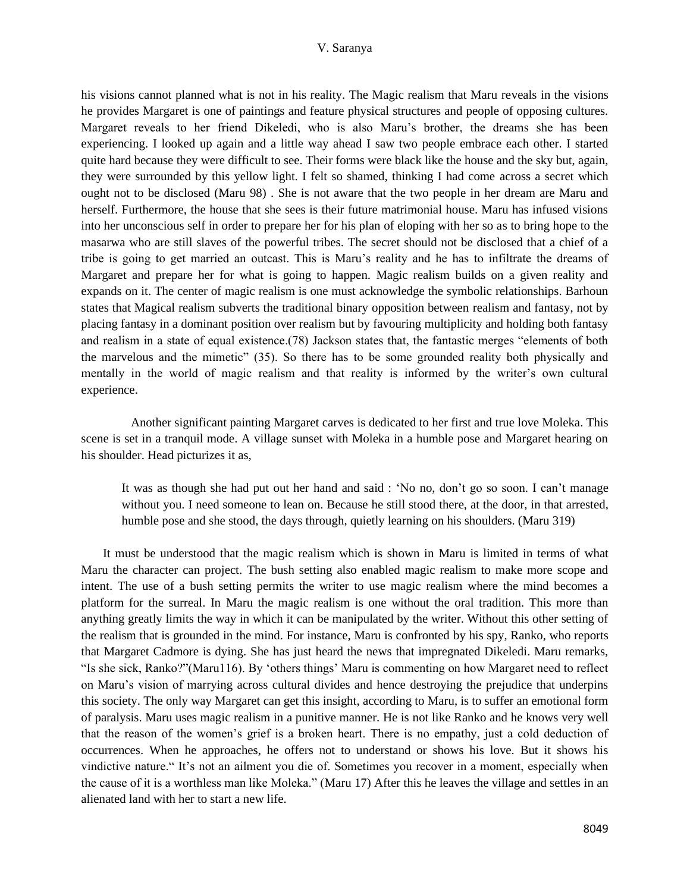his visions cannot planned what is not in his reality. The Magic realism that Maru reveals in the visions he provides Margaret is one of paintings and feature physical structures and people of opposing cultures. Margaret reveals to her friend Dikeledi, who is also Maru's brother, the dreams she has been experiencing. I looked up again and a little way ahead I saw two people embrace each other. I started quite hard because they were difficult to see. Their forms were black like the house and the sky but, again, they were surrounded by this yellow light. I felt so shamed, thinking I had come across a secret which ought not to be disclosed (Maru 98) . She is not aware that the two people in her dream are Maru and herself. Furthermore, the house that she sees is their future matrimonial house. Maru has infused visions into her unconscious self in order to prepare her for his plan of eloping with her so as to bring hope to the masarwa who are still slaves of the powerful tribes. The secret should not be disclosed that a chief of a tribe is going to get married an outcast. This is Maru's reality and he has to infiltrate the dreams of Margaret and prepare her for what is going to happen. Magic realism builds on a given reality and expands on it. The center of magic realism is one must acknowledge the symbolic relationships. Barhoun states that Magical realism subverts the traditional binary opposition between realism and fantasy, not by placing fantasy in a dominant position over realism but by favouring multiplicity and holding both fantasy and realism in a state of equal existence.(78) Jackson states that, the fantastic merges "elements of both the marvelous and the mimetic" (35). So there has to be some grounded reality both physically and mentally in the world of magic realism and that reality is informed by the writer's own cultural experience.

Another significant painting Margaret carves is dedicated to her first and true love Moleka. This scene is set in a tranquil mode. A village sunset with Moleka in a humble pose and Margaret hearing on his shoulder. Head picturizes it as,

> It was as though she had put out her hand and said : 'No no, don't go so soon. I can't manage without you. I need someone to lean on. Because he still stood there, at the door, in that arrested, humble pose and she stood, the days through, quietly learning on his shoulders. (Maru 319)

It must be understood that the magic realism which is shown in Maru is limited in terms of what Maru the character can project. The bush setting also enabled magic realism to make more scope and intent. The use of a bush setting permits the writer to use magic realism where the mind becomes a platform for the surreal. In Maru the magic realism is one without the oral tradition. This more than anything greatly limits the way in which it can be manipulated by the writer. Without this other setting of the realism that is grounded in the mind. For instance, Maru is confronted by his spy, Ranko, who reports that Margaret Cadmore is dying. She has just heard the news that impregnated Dikeledi. Maru remarks, "Is she sick, Ranko?"(Maru116). By 'others things' Maru is commenting on how Margaret need to reflect on Maru's vision of marrying across cultural divides and hence destroying the prejudice that underpins this society. The only way Margaret can get this insight, according to Maru, is to suffer an emotional form of paralysis. Maru uses magic realism in a punitive manner. He is not like Ranko and he knows very well that the reason of the women's grief is a broken heart. There is no empathy, just a cold deduction of occurrences. When he approaches, he offers not to understand or shows his love. But it shows his vindictive nature." It's not an ailment you die of. Sometimes you recover in a moment, especially when the cause of it is a worthless man like Moleka." (Maru 17) After this he leaves the village and settles in an alienated land with her to start a new life.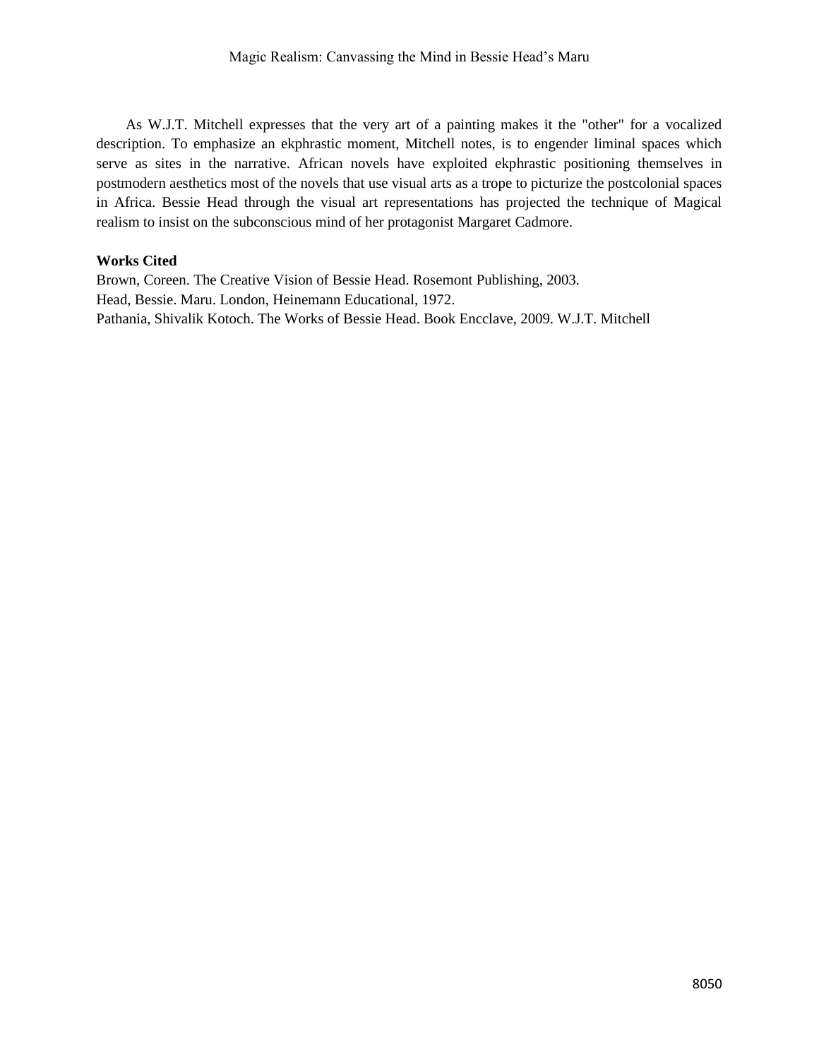As W.J.T. Mitchell expresses that the very art of a painting makes it the "other" for a vocalized description. To emphasize an ekphrastic moment, Mitchell notes, is to engender liminal spaces which serve as sites in the narrative. African novels have exploited ekphrastic positioning themselves in postmodern aesthetics most of the novels that use visual arts as a trope to picturize the postcolonial spaces in Africa. Bessie Head through the visual art representations has projected the technique of Magical realism to insist on the subconscious mind of her protagonist Margaret Cadmore.

**Works Cited**

Brown, Coreen. The Creative Vision of Bessie Head. Rosemont Publishing, 2003.

Head, Bessie. Maru. London, Heinemann Educational, 1972.

Pathania, Shivalik Kotoch. The Works of Bessie Head. Book Encclave, 2009. W.J.T. Mitchell